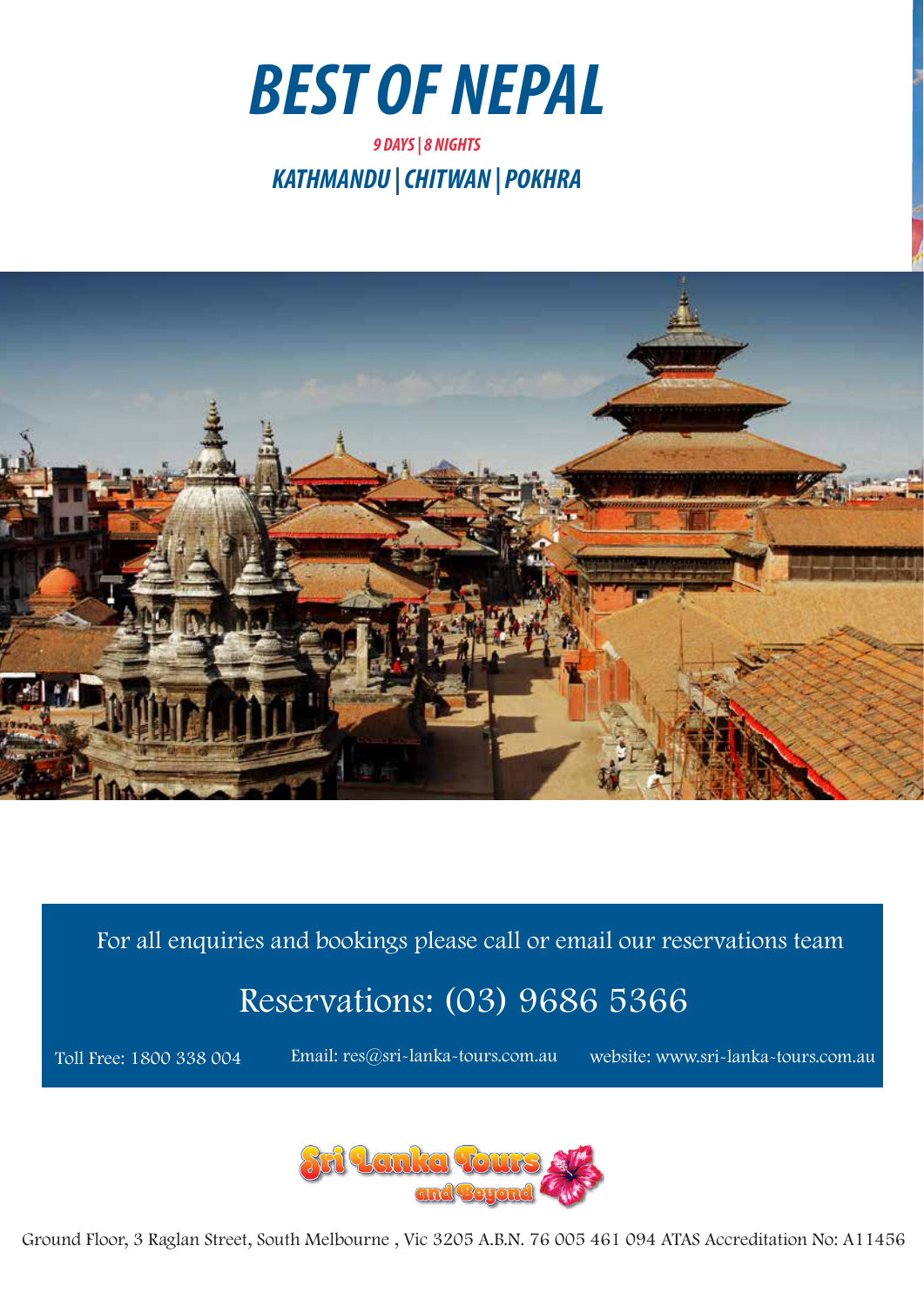# BEST OF NEPAL

***9 DAYS | 8 NIGHTS***

## *KATHMANDU | CHITWAN | POKHRA*

For all enquiries and bookings please call or email our reservations team

Reservations: (03) 9686 5366

Toll Free: 1800 338 004 Email: res@sri-lanka-tours.com.au website: www.sri-lanka-tours.com.au

Sri Lanka Tours and Beyond

Ground Floor, 3 Raglan Street, South Melbourne , Vic 3205 A.B.N. 76 005 461 094 ATAS Accreditation No: A11456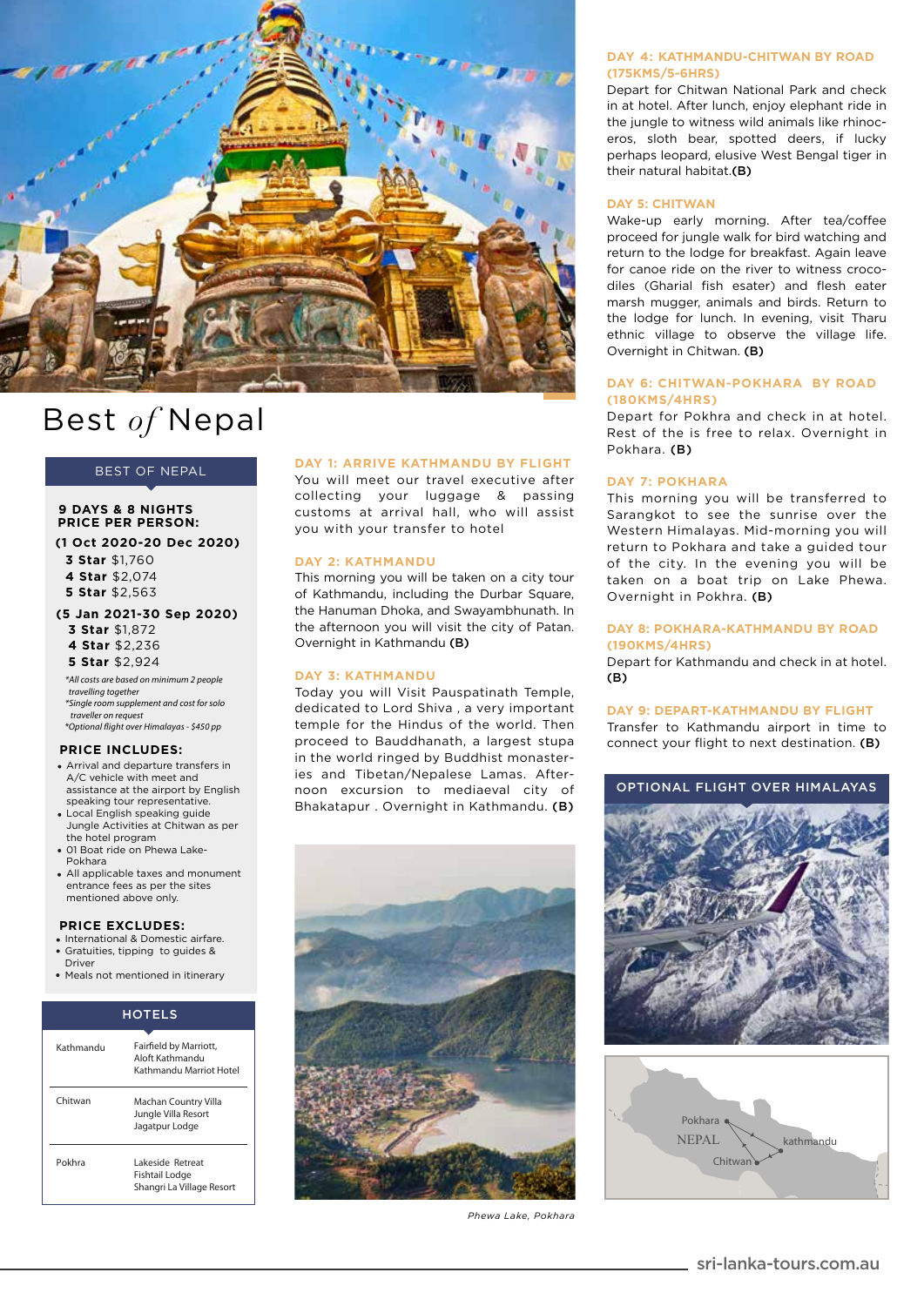# Best *of* Nepal

## BEST OF NEPAL

**9 DAYS & 8 NIGHTS**
**PRICE PER PERSON:**

**(1 Oct 2020-20 Dec 2020)**

**3 Star** $1,760
**4 Star** $2,074
**5 Star** $2,563

**(5 Jan 2021-30 Sep 2020)**

**3 Star** $1,872
**4 Star** $2,236
**5 Star** $2,924

*\*All costs are based on minimum 2 people travelling together*
*\*Single room supplement and cost for solo traveller on request*
*\*Optional flight over Himalayas - $450 pp*

### PRICE INCLUDES:

- Arrival and departure transfers in A/C vehicle with meet and assistance at the airport by English speaking tour representative.
- Local English speaking guide Jungle Activities at Chitwan as per the hotel program
- 01 Boat ride on Phewa Lake-Pokhara
- All applicable taxes and monument entrance fees as per the sites mentioned above only.

### PRICE EXCLUDES:

- International & Domestic airfare.
- Gratuities, tipping to guides & Driver
- Meals not mentioned in itinerary

### HOTELS

| | |
|---|---|
| Kathmandu | Fairfield by Marriott, Aloft Kathmandu Kathmandu Marriot Hotel |
| Chitwan | Machan Country Villa Jungle Villa Resort Jagatpur Lodge |
| Pokhra | Lakeside Retreat Fishtail Lodge Shangri La Village Resort |

### DAY 1: ARRIVE KATHMANDU BY FLIGHT

You will meet our travel executive after collecting your luggage & passing customs at arrival hall, who will assist you with your transfer to hotel

### DAY 2: KATHMANDU

This morning you will be taken on a city tour of Kathmandu, including the Durbar Square, the Hanuman Dhoka, and Swayambhunath. In the afternoon you will visit the city of Patan. Overnight in Kathmandu **(B)**

### DAY 3: KATHMANDU

Today you will Visit Pauspatinath Temple, dedicated to Lord Shiva , a very important temple for the Hindus of the world. Then proceed to Bauddhanath, a largest stupa in the world ringed by Buddhist monasteries and Tibetan/Nepalese Lamas. Afternoon excursion to mediaeval city of Bhakatapur . Overnight in Kathmandu. **(B)**

*Phewa Lake, Pokhara*

### DAY 4: KATHMANDU-CHITWAN BY ROAD (175KMS/5-6HRS)

Depart for Chitwan National Park and check in at hotel. After lunch, enjoy elephant ride in the jungle to witness wild animals like rhinoceros, sloth bear, spotted deers, if lucky perhaps leopard, elusive West Bengal tiger in their natural habitat.**(B)**

### DAY 5: CHITWAN

Wake-up early morning. After tea/coffee proceed for jungle walk for bird watching and return to the lodge for breakfast. Again leave for canoe ride on the river to witness crocodiles (Gharial fish esater) and flesh eater marsh mugger, animals and birds. Return to the lodge for lunch. In evening, visit Tharu ethnic village to observe the village life. Overnight in Chitwan. **(B)**

### DAY 6: CHITWAN-POKHARA BY ROAD (180KMS/4HRS)

Depart for Pokhra and check in at hotel. Rest of the is free to relax. Overnight in Pokhara. **(B)**

### DAY 7: POKHARA

This morning you will be transferred to Sarangkot to see the sunrise over the Western Himalayas. Mid-morning you will return to Pokhara and take a guided tour of the city. In the evening you will be taken on a boat trip on Lake Phewa. Overnight in Pokhra. **(B)**

### DAY 8: POKHARA-KATHMANDU BY ROAD (190KMS/4HRS)

Depart for Kathmandu and check in at hotel. **(B)**

### DAY 9: DEPART-KATHMANDU BY FLIGHT

Transfer to Kathmandu airport in time to connect your flight to next destination. **(B)**

### OPTIONAL FLIGHT OVER HIMALAYAS

Pokhara
NEPAL
kathmandu
Chitwan

sri-lanka-tours.com.au